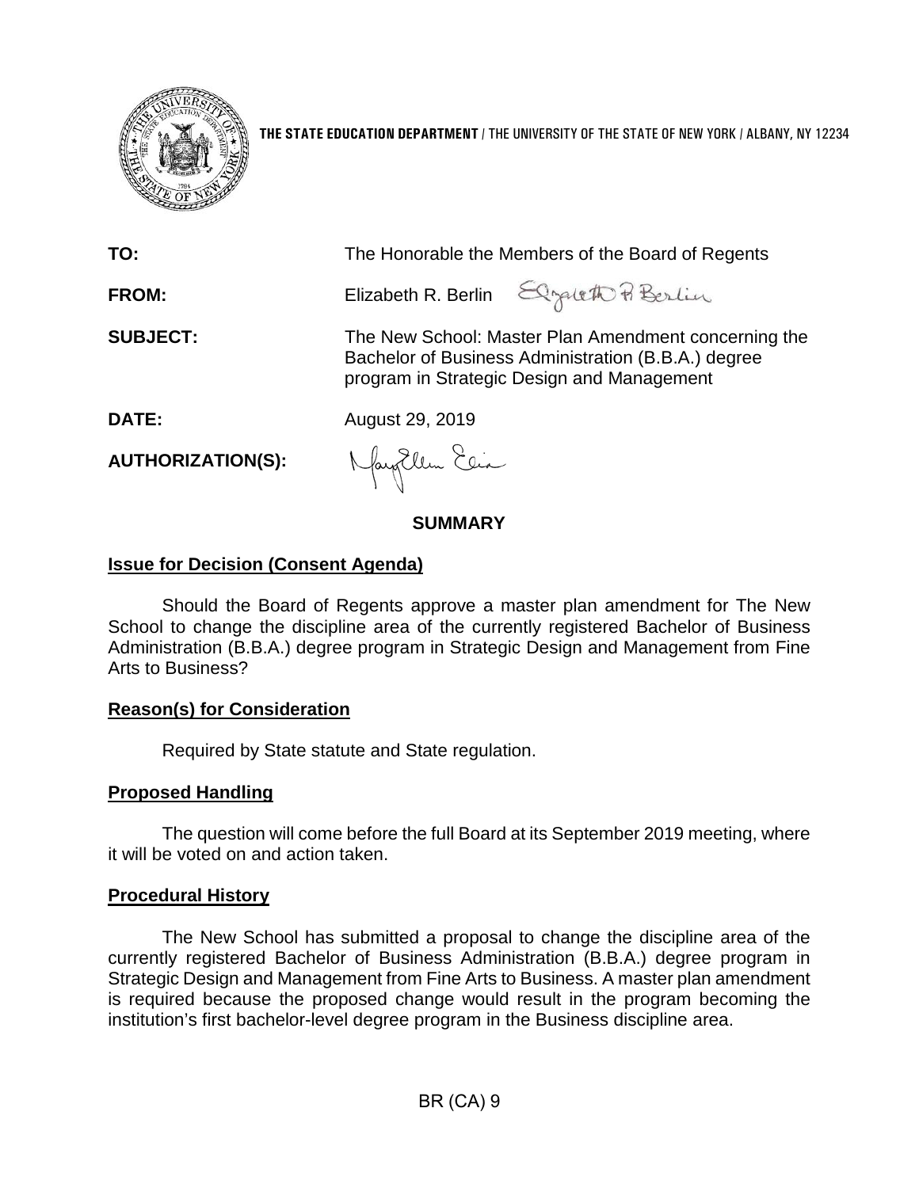**THE STATE EDUCATION DEPARTMENT** / THE UNIVERSITY OF THE STATE OF NEW YORK / ALBANY, NY 12234

**TO:** The Honorable the Members of the Board of Regents

**FROM:** Elizabeth R. Berlin

**SUBJECT:** The New School: Master Plan Amendment concerning the Bachelor of Business Administration (B.B.A.) degree program in Strategic Design and Management

**DATE:** August 29, 2019

**AUTHORIZATION(S):**

## SUMMARY

### Issue for Decision (Consent Agenda)

Should the Board of Regents approve a master plan amendment for The New School to change the discipline area of the currently registered Bachelor of Business Administration (B.B.A.) degree program in Strategic Design and Management from Fine Arts to Business?

### Reason(s) for Consideration

Required by State statute and State regulation.

### Proposed Handling

The question will come before the full Board at its September 2019 meeting, where it will be voted on and action taken.

### Procedural History

The New School has submitted a proposal to change the discipline area of the currently registered Bachelor of Business Administration (B.B.A.) degree program in Strategic Design and Management from Fine Arts to Business. A master plan amendment is required because the proposed change would result in the program becoming the institution's first bachelor-level degree program in the Business discipline area.

BR (CA) 9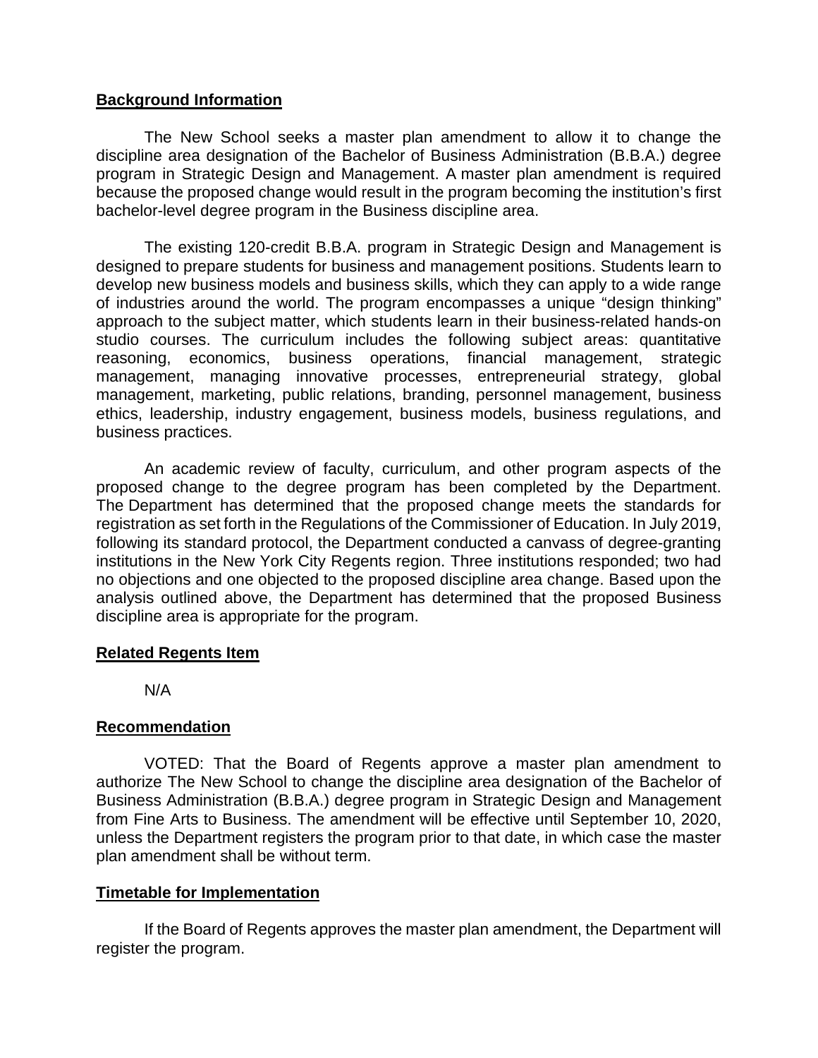## Background Information

The New School seeks a master plan amendment to allow it to change the discipline area designation of the Bachelor of Business Administration (B.B.A.) degree program in Strategic Design and Management. A master plan amendment is required because the proposed change would result in the program becoming the institution's first bachelor-level degree program in the Business discipline area.

The existing 120-credit B.B.A. program in Strategic Design and Management is designed to prepare students for business and management positions. Students learn to develop new business models and business skills, which they can apply to a wide range of industries around the world. The program encompasses a unique "design thinking" approach to the subject matter, which students learn in their business-related hands-on studio courses. The curriculum includes the following subject areas: quantitative reasoning, economics, business operations, financial management, strategic management, managing innovative processes, entrepreneurial strategy, global management, marketing, public relations, branding, personnel management, business ethics, leadership, industry engagement, business models, business regulations, and business practices.

An academic review of faculty, curriculum, and other program aspects of the proposed change to the degree program has been completed by the Department. The Department has determined that the proposed change meets the standards for registration as set forth in the Regulations of the Commissioner of Education. In July 2019, following its standard protocol, the Department conducted a canvass of degree-granting institutions in the New York City Regents region. Three institutions responded; two had no objections and one objected to the proposed discipline area change. Based upon the analysis outlined above, the Department has determined that the proposed Business discipline area is appropriate for the program.

## Related Regents Item

N/A

## Recommendation

VOTED: That the Board of Regents approve a master plan amendment to authorize The New School to change the discipline area designation of the Bachelor of Business Administration (B.B.A.) degree program in Strategic Design and Management from Fine Arts to Business. The amendment will be effective until September 10, 2020, unless the Department registers the program prior to that date, in which case the master plan amendment shall be without term.

## Timetable for Implementation

If the Board of Regents approves the master plan amendment, the Department will register the program.